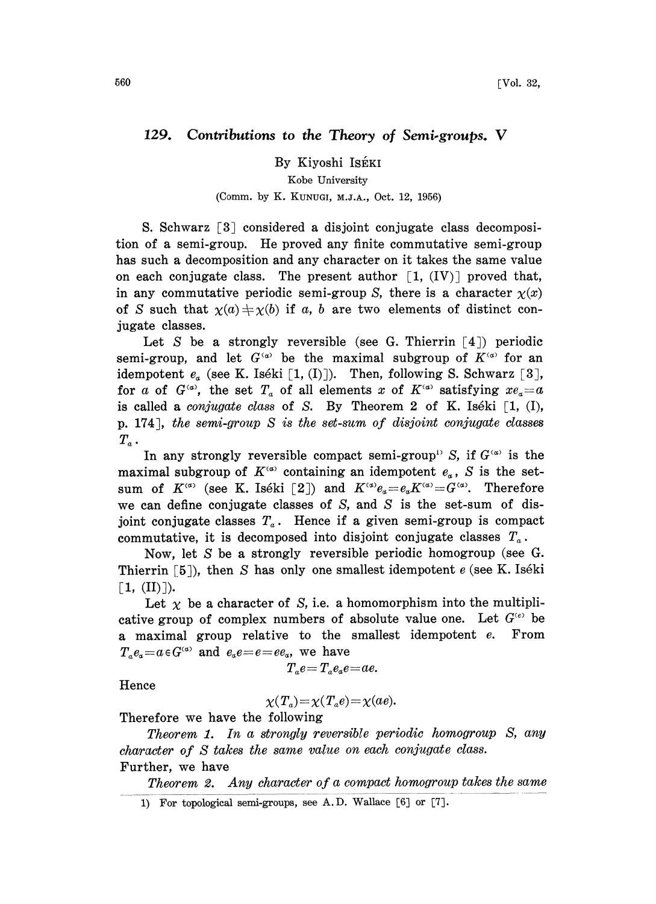# 129. Contributions to the Theory of Semi-groups. V

By Kiyoshi ISÉKI

Kobe University

(Comm. by K. KUNUGI, M.J.A., Oct. 12, 1956)

S. Schwarz [3] considered a disjoint conjugate class decomposition of a semi-group. He proved any finite commutative semi-group has such a decomposition and any character on it takes the same value on each conjugate class. The present author [1, (IV)] proved that, in any commutative periodic semi-group $S$, there is a character $\chi(x)$ of $S$ such that $\chi(a) \neq \chi(b)$ if $a$, $b$ are two elements of distinct conjugate classes.

Let $S$ be a strongly reversible (see G. Thierrin [4]) periodic semi-group, and let $G^{(\alpha)}$ be the maximal subgroup of $K^{(\alpha)}$ for an idempotent $e_\alpha$ (see K. Iséki [1, (I)]). Then, following S. Schwarz [3], for $a$ of $G^{(\alpha)}$, the set $T_a$ of all elements $x$ of $K^{(\alpha)}$ satisfying $xe_\alpha = a$ is called a *conjugate class* of $S$. By Theorem 2 of K. Iséki [1, (I), p. 174], *the semi-group $S$ is the set-sum of disjoint conjugate classes $T_a$.*

In any strongly reversible compact semi-group[1] $S$, if $G^{(\alpha)}$ is the maximal subgroup of $K^{(\alpha)}$ containing an idempotent $e_\alpha$, $S$ is the set-sum of $K^{(\alpha)}$ (see K. Iséki [2]) and $K^{(\alpha)}e_\alpha = e_\alpha K^{(\alpha)} = G^{(\alpha)}$. Therefore we can define conjugate classes of $S$, and $S$ is the set-sum of disjoint conjugate classes $T_a$. Hence if a given semi-group is compact commutative, it is decomposed into disjoint conjugate classes $T_a$.

Now, let $S$ be a strongly reversible periodic homogroup (see G. Thierrin [5]), then $S$ has only one smallest idempotent $e$ (see K. Iséki [1, (II)]).

Let $\chi$ be a character of $S$, i.e. a homomorphism into the multiplicative group of complex numbers of absolute value one. Let $G^{(e)}$ be a maximal group relative to the smallest idempotent $e$. From $T_a e_\alpha = a \in G^{(\alpha)}$ and $e_\alpha e = e = ee_\alpha$, we have

$$T_a e = T_a e_\alpha e = ae.$$

Hence

$$\chi(T_a) = \chi(T_a e) = \chi(ae).$$

Therefore we have the following

*Theorem 1. In a strongly reversible periodic homogroup $S$, any character of $S$ takes the same value on each conjugate class.*

Further, we have

*Theorem 2. Any character of a compact homogroup takes the same*

1) For topological semi-groups, see A. D. Wallace [6] or [7].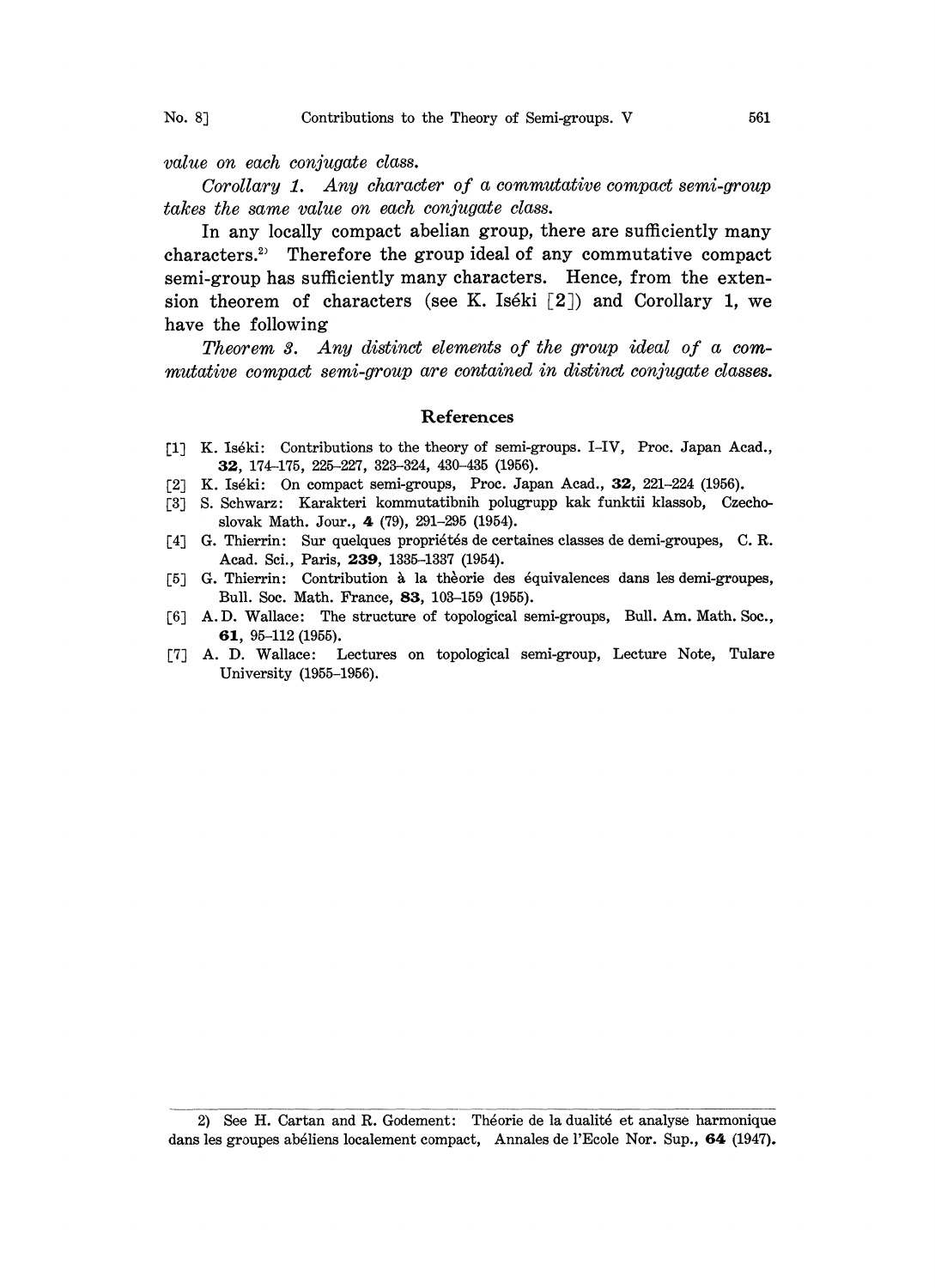*value on each conjugate class.*

*Corollary 1. Any character of a commutative compact semi-group takes the same value on each conjugate class.*

In any locally compact abelian group, there are sufficiently many characters.[2] Therefore the group ideal of any commutative compact semi-group has sufficiently many characters. Hence, from the extension theorem of characters (see K. Iséki [2]) and Corollary 1, we have the following

*Theorem 3. Any distinct elements of the group ideal of a commutative compact semi-group are contained in distinct conjugate classes.*

## References

[1] K. Iséki: Contributions to the theory of semi-groups. I–IV, Proc. Japan Acad., **32**, 174–175, 225–227, 323–324, 430–435 (1956).

[2] K. Iséki: On compact semi-groups, Proc. Japan Acad., **32**, 221–224 (1956).

[3] S. Schwarz: Karakteri kommutatibnih polugrupp kak funktii klassob, Czechoslovak Math. Jour., **4** (79), 291–295 (1954).

[4] G. Thierrin: Sur quelques propriétés de certaines classes de demi-groupes, C. R. Acad. Sci., Paris, **239**, 1335–1337 (1954).

[5] G. Thierrin: Contribution à la thèorie des équivalences dans les demi-groupes, Bull. Soc. Math. France, **83**, 103–159 (1955).

[6] A. D. Wallace: The structure of topological semi-groups, Bull. Am. Math. Soc., **61**, 95–112 (1955).

[7] A. D. Wallace: Lectures on topological semi-group, Lecture Note, Tulare University (1955–1956).

---

2) See H. Cartan and R. Godement: Théorie de la dualité et analyse harmonique dans les groupes abéliens localement compact, Annales de l'Ecole Nor. Sup., **64** (1947).